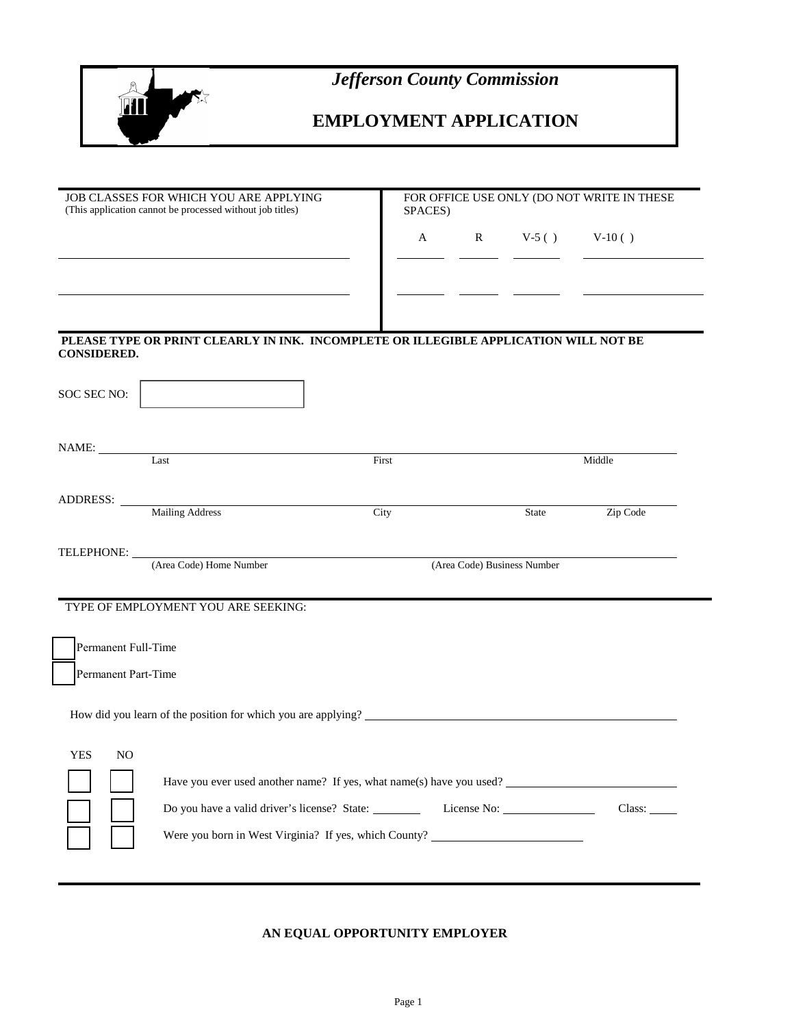# *Jefferson County Commission*

## EMPLOYMENT APPLICATION

| JOB CLASSES FOR WHICH YOU ARE APPLYING (This application cannot be processed without job titles) | FOR OFFICE USE ONLY (DO NOT WRITE IN THESE SPACES) | | | |
|---|---|---|---|---|
| | A | R | V-5 ( ) | V-10 ( ) |
| ______________________________ | ______ | ______ | ______ | ______ |
| ______________________________ | ______ | ______ | ______ | ______ |

**PLEASE TYPE OR PRINT CLEARLY IN INK. INCOMPLETE OR ILLEGIBLE APPLICATION WILL NOT BE CONSIDERED.**

SOC SEC NO: ☐

NAME: ______________________________________________
Last First Middle

ADDRESS: ______________________________________________
Mailing Address City State Zip Code

TELEPHONE: ______________________________________________
(Area Code) Home Number (Area Code) Business Number

TYPE OF EMPLOYMENT YOU ARE SEEKING:

☐ Permanent Full-Time

☐ Permanent Part-Time

How did you learn of the position for which you are applying? ______________________

| YES | NO | |
|---|---|---|
| ☐ | ☐ | Have you ever used another name? If yes, what name(s) have you used? ______________ |
| ☐ | ☐ | Do you have a valid driver's license? State: ______ License No: ______ Class: ____ |
| ☐ | ☐ | Were you born in West Virginia? If yes, which County? ______________ |

**AN EQUAL OPPORTUNITY EMPLOYER**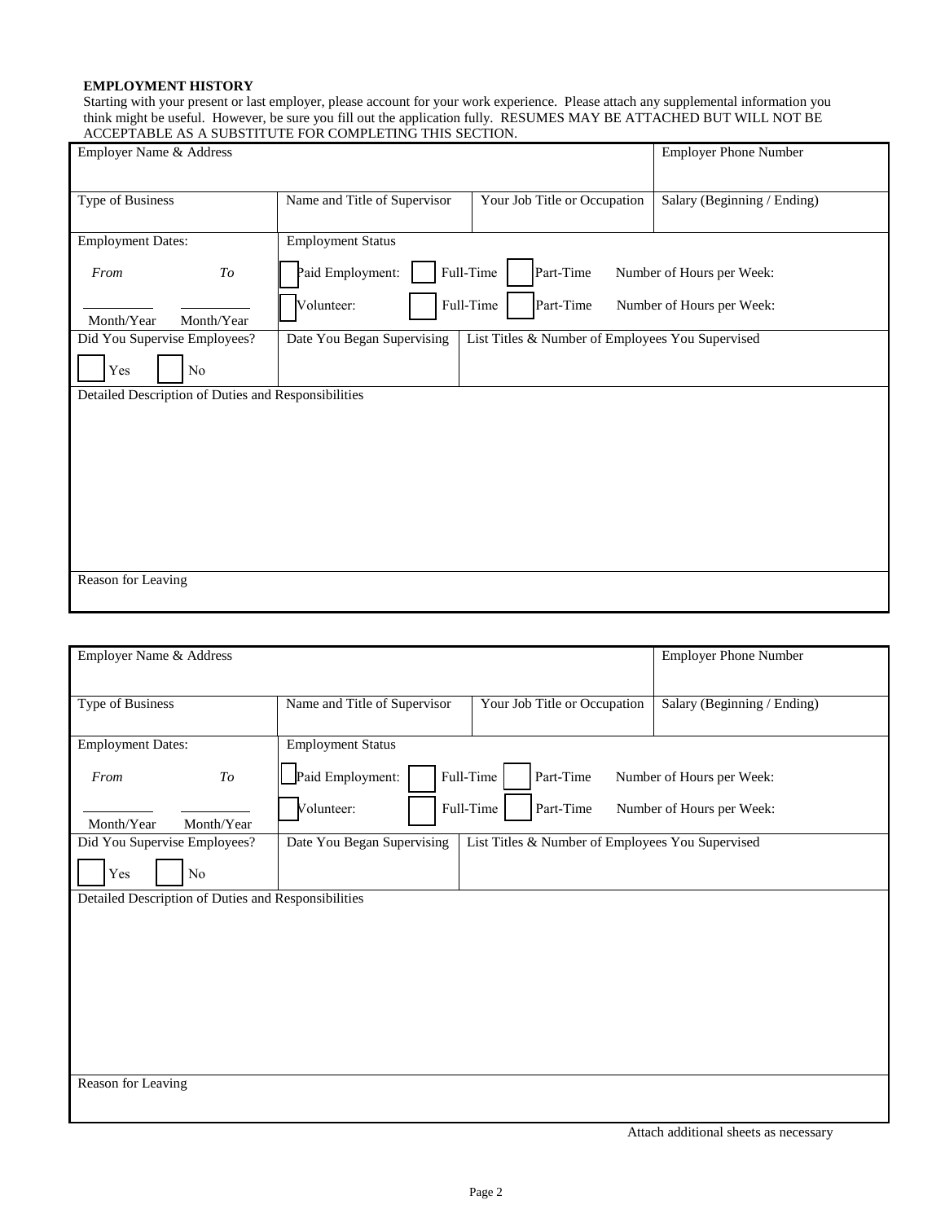**EMPLOYMENT HISTORY**

Starting with your present or last employer, please account for your work experience. Please attach any supplemental information you think might be useful. However, be sure you fill out the application fully. RESUMES MAY BE ATTACHED BUT WILL NOT BE ACCEPTABLE AS A SUBSTITUTE FOR COMPLETING THIS SECTION.

| Employer Name & Address | | | Employer Phone Number |
|---|---|---|---|
| Type of Business | Name and Title of Supervisor | Your Job Title or Occupation | Salary (Beginning / Ending) |
| Employment Dates:<br>*From* ______ *To* ______<br>Month/Year Month/Year | Employment Status<br>☐ Paid Employment: ☐ Full-Time ☐ Part-Time Number of Hours per Week:<br>☐ Volunteer: ☐ Full-Time ☐ Part-Time Number of Hours per Week: | | |
| Did You Supervise Employees?<br>☐ Yes ☐ No | Date You Began Supervising | List Titles & Number of Employees You Supervised | |
| Detailed Description of Duties and Responsibilities | | | |
| Reason for Leaving | | | |

| Employer Name & Address | | | Employer Phone Number |
|---|---|---|---|
| Type of Business | Name and Title of Supervisor | Your Job Title or Occupation | Salary (Beginning / Ending) |
| Employment Dates:<br>*From* ______ *To* ______<br>Month/Year Month/Year | Employment Status<br>☐ Paid Employment: ☐ Full-Time ☐ Part-Time Number of Hours per Week:<br>☐ Volunteer: ☐ Full-Time ☐ Part-Time Number of Hours per Week: | | |
| Did You Supervise Employees?<br>☐ Yes ☐ No | Date You Began Supervising | List Titles & Number of Employees You Supervised | |
| Detailed Description of Duties and Responsibilities | | | |
| Reason for Leaving | | | |

Attach additional sheets as necessary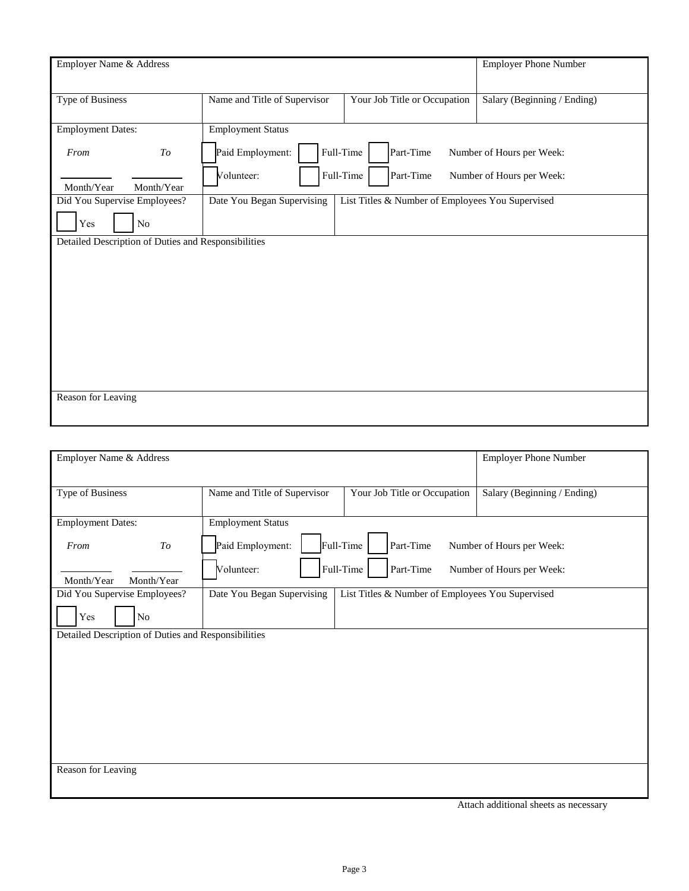| Employer Name & Address | | | Employer Phone Number |
|---|---|---|---|
| Type of Business | Name and Title of Supervisor | Your Job Title or Occupation | Salary (Beginning / Ending) |
| Employment Dates:<br>*From* \_\_\_\_\_\_\_\_ *To* \_\_\_\_\_\_\_\_<br>Month/Year Month/Year | Employment Status<br>☐ Paid Employment: ☐ Full-Time ☐ Part-Time Number of Hours per Week:<br>☐ Volunteer: ☐ Full-Time ☐ Part-Time Number of Hours per Week: | | |
| Did You Supervise Employees?<br>☐ Yes ☐ No | Date You Began Supervising | List Titles & Number of Employees You Supervised | |
| Detailed Description of Duties and Responsibilities | | | |
| Reason for Leaving | | | |

| Employer Name & Address | | | Employer Phone Number |
|---|---|---|---|
| Type of Business | Name and Title of Supervisor | Your Job Title or Occupation | Salary (Beginning / Ending) |
| Employment Dates:<br>*From* \_\_\_\_\_\_\_\_ *To* \_\_\_\_\_\_\_\_<br>Month/Year Month/Year | Employment Status<br>☐ Paid Employment: ☐ Full-Time ☐ Part-Time Number of Hours per Week:<br>☐ Volunteer: ☐ Full-Time ☐ Part-Time Number of Hours per Week: | | |
| Did You Supervise Employees?<br>☐ Yes ☐ No | Date You Began Supervising | List Titles & Number of Employees You Supervised | |
| Detailed Description of Duties and Responsibilities | | | |
| Reason for Leaving | | | |

Attach additional sheets as necessary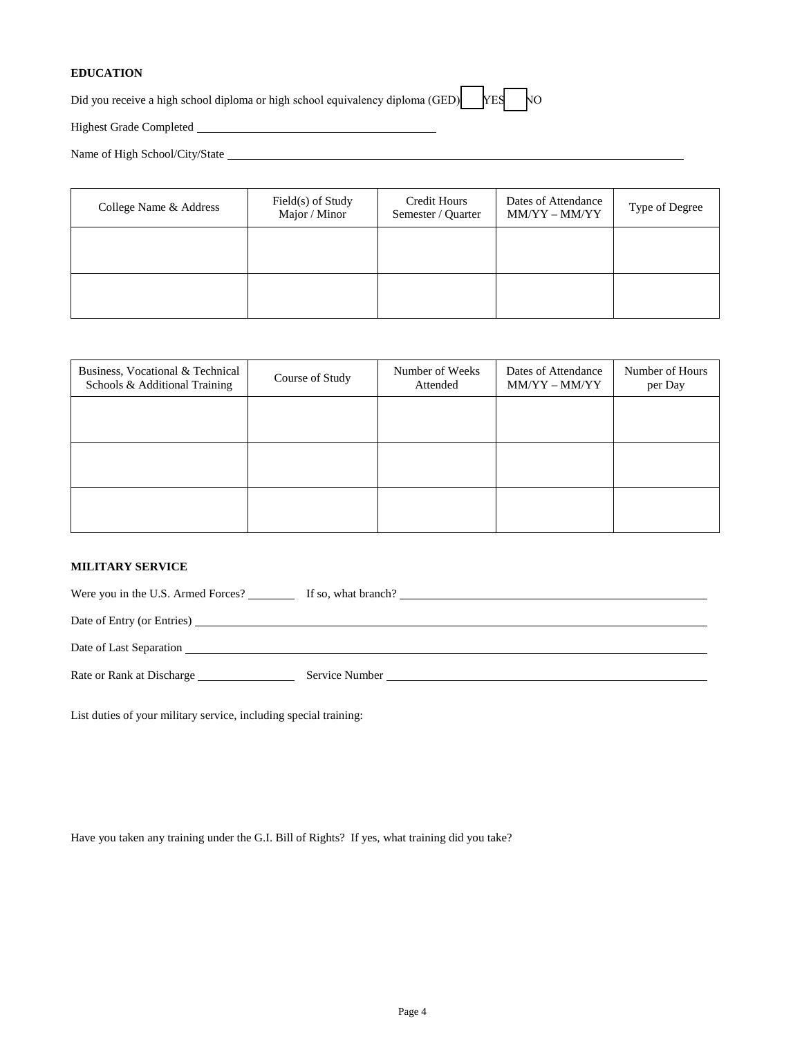**EDUCATION**

Did you receive a high school diploma or high school equivalency diploma (GED) ☐ YES ☐ NO

Highest Grade Completed \_\_\_\_\_\_\_\_\_\_\_\_\_\_\_\_\_\_\_\_\_\_\_\_\_\_\_\_\_\_\_\_\_\_\_\_\_\_\_\_

Name of High School/City/State \_\_\_\_\_\_\_\_\_\_\_\_\_\_\_\_\_\_\_\_\_\_\_\_\_\_\_\_\_\_\_\_\_\_\_\_\_\_\_\_\_\_\_\_\_\_\_\_\_\_\_\_\_\_\_\_\_\_\_\_\_\_\_\_\_\_\_\_\_\_\_\_\_\_\_\_\_\_

| College Name & Address | Field(s) of Study Major / Minor | Credit Hours Semester / Quarter | Dates of Attendance MM/YY – MM/YY | Type of Degree |
|---|---|---|---|---|
| | | | | |
| | | | | |

| Business, Vocational & Technical Schools & Additional Training | Course of Study | Number of Weeks Attended | Dates of Attendance MM/YY – MM/YY | Number of Hours per Day |
|---|---|---|---|---|
| | | | | |
| | | | | |
| | | | | |

**MILITARY SERVICE**

Were you in the U.S. Armed Forces? \_\_\_\_\_\_\_\_ If so, what branch? \_\_\_\_\_\_\_\_\_\_\_\_\_\_\_\_\_\_\_\_\_\_\_\_\_\_\_\_\_\_\_\_\_\_\_\_\_\_\_\_\_\_\_\_\_\_\_\_\_\_

Date of Entry (or Entries) \_\_\_\_\_\_\_\_\_\_\_\_\_\_\_\_\_\_\_\_\_\_\_\_\_\_\_\_\_\_\_\_\_\_\_\_\_\_\_\_\_\_\_\_\_\_\_\_\_\_\_\_\_\_\_\_\_\_\_\_\_\_\_\_\_\_\_\_\_\_\_\_\_\_\_\_

Date of Last Separation \_\_\_\_\_\_\_\_\_\_\_\_\_\_\_\_\_\_\_\_\_\_\_\_\_\_\_\_\_\_\_\_\_\_\_\_\_\_\_\_\_\_\_\_\_\_\_\_\_\_\_\_\_\_\_\_\_\_\_\_\_\_\_\_\_\_\_\_\_\_\_\_\_\_\_\_\_

Rate or Rank at Discharge \_\_\_\_\_\_\_\_\_\_\_\_\_\_\_\_ Service Number \_\_\_\_\_\_\_\_\_\_\_\_\_\_\_\_\_\_\_\_\_\_\_\_\_\_\_\_\_\_\_\_\_\_\_\_\_\_\_\_\_\_\_\_\_\_\_\_\_\_\_

List duties of your military service, including special training:

Have you taken any training under the G.I. Bill of Rights? If yes, what training did you take?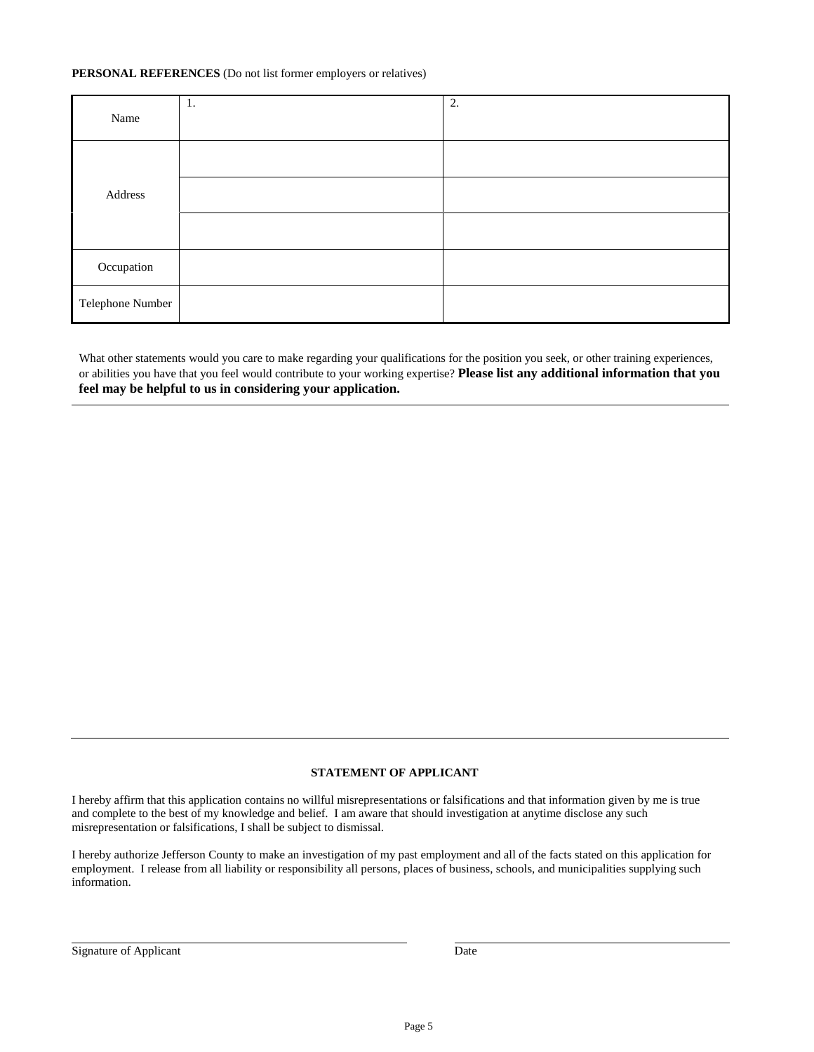**PERSONAL REFERENCES** (Do not list former employers or relatives)

| | | |
|---|---|---|
| Name | 1. | 2. |
| Address | | |
| | | |
| | | |
| Occupation | | |
| Telephone Number | | |

What other statements would you care to make regarding your qualifications for the position you seek, or other training experiences, or abilities you have that you feel would contribute to your working expertise? **Please list any additional information that you feel may be helpful to us in considering your application.**

---

---

**STATEMENT OF APPLICANT**

I hereby affirm that this application contains no willful misrepresentations or falsifications and that information given by me is true and complete to the best of my knowledge and belief. I am aware that should investigation at anytime disclose any such misrepresentation or falsifications, I shall be subject to dismissal.

I hereby authorize Jefferson County to make an investigation of my past employment and all of the facts stated on this application for employment. I release from all liability or responsibility all persons, places of business, schools, and municipalities supplying such information.

Signature of Applicant ______________________________ Date ______________________________